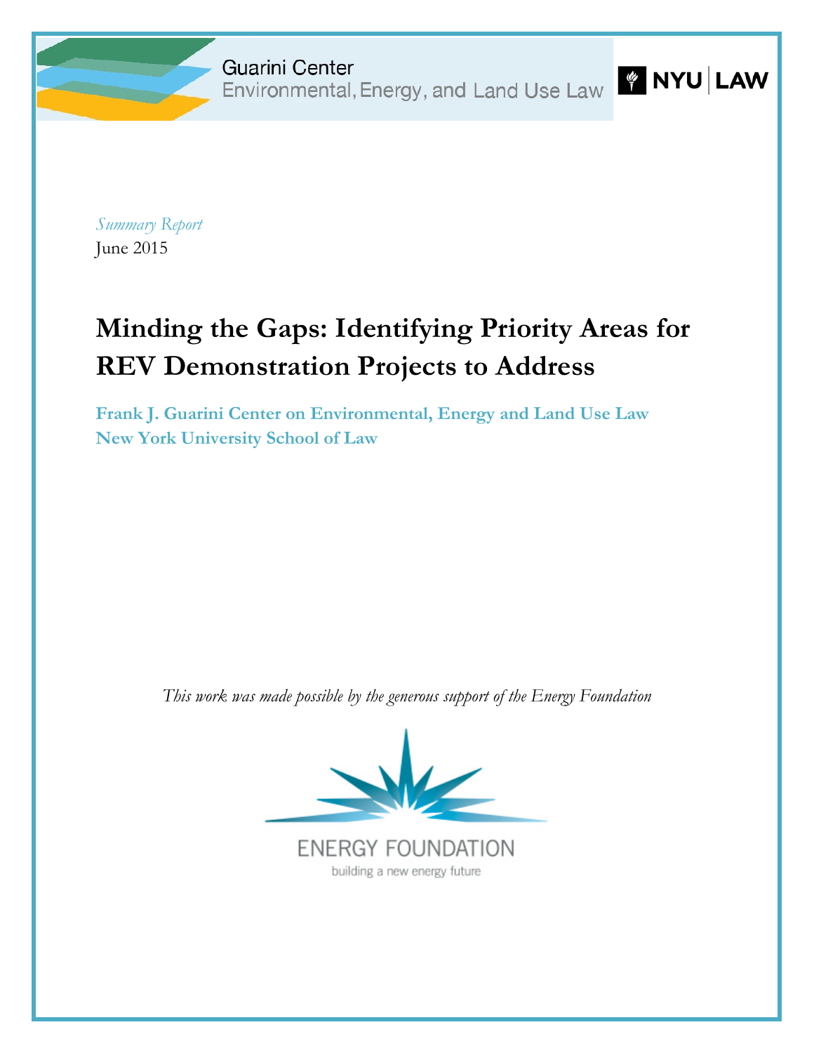Guarini Center
Environmental, Energy, and Land Use Law

NYU LAW

*Summary Report*
June 2015

# Minding the Gaps: Identifying Priority Areas for REV Demonstration Projects to Address

**Frank J. Guarini Center on Environmental, Energy and Land Use Law**
**New York University School of Law**

*This work was made possible by the generous support of the Energy Foundation*

ENERGY FOUNDATION
building a new energy future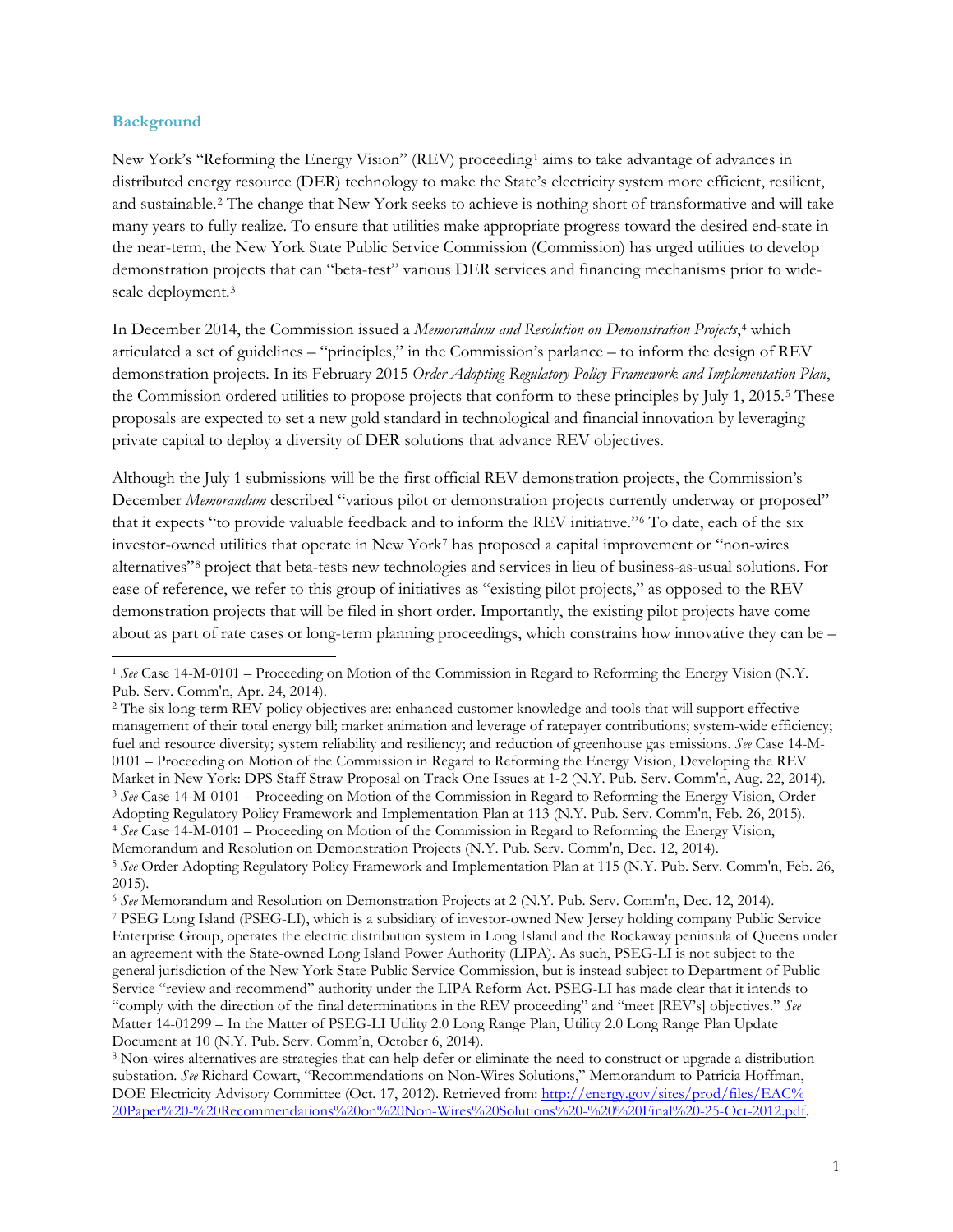## Background

New York's "Reforming the Energy Vision" (REV) proceeding[1] aims to take advantage of advances in distributed energy resource (DER) technology to make the State's electricity system more efficient, resilient, and sustainable.[2] The change that New York seeks to achieve is nothing short of transformative and will take many years to fully realize. To ensure that utilities make appropriate progress toward the desired end-state in the near-term, the New York State Public Service Commission (Commission) has urged utilities to develop demonstration projects that can "beta-test" various DER services and financing mechanisms prior to wide-scale deployment.[3]

In December 2014, the Commission issued a *Memorandum and Resolution on Demonstration Projects*,[4] which articulated a set of guidelines – "principles," in the Commission's parlance – to inform the design of REV demonstration projects. In its February 2015 *Order Adopting Regulatory Policy Framework and Implementation Plan*, the Commission ordered utilities to propose projects that conform to these principles by July 1, 2015.[5] These proposals are expected to set a new gold standard in technological and financial innovation by leveraging private capital to deploy a diversity of DER solutions that advance REV objectives.

Although the July 1 submissions will be the first official REV demonstration projects, the Commission's December *Memorandum* described "various pilot or demonstration projects currently underway or proposed" that it expects "to provide valuable feedback and to inform the REV initiative."[6] To date, each of the six investor-owned utilities that operate in New York[7] has proposed a capital improvement or "non-wires alternatives"[8] project that beta-tests new technologies and services in lieu of business-as-usual solutions. For ease of reference, we refer to this group of initiatives as "existing pilot projects," as opposed to the REV demonstration projects that will be filed in short order. Importantly, the existing pilot projects have come about as part of rate cases or long-term planning proceedings, which constrains how innovative they can be –

---

[1] *See* Case 14-M-0101 – Proceeding on Motion of the Commission in Regard to Reforming the Energy Vision (N.Y. Pub. Serv. Comm'n, Apr. 24, 2014).

[2] The six long-term REV policy objectives are: enhanced customer knowledge and tools that will support effective management of their total energy bill; market animation and leverage of ratepayer contributions; system-wide efficiency; fuel and resource diversity; system reliability and resiliency; and reduction of greenhouse gas emissions. *See* Case 14-M-0101 – Proceeding on Motion of the Commission in Regard to Reforming the Energy Vision, Developing the REV Market in New York: DPS Staff Straw Proposal on Track One Issues at 1-2 (N.Y. Pub. Serv. Comm'n, Aug. 22, 2014).

[3] *See* Case 14-M-0101 – Proceeding on Motion of the Commission in Regard to Reforming the Energy Vision, Order Adopting Regulatory Policy Framework and Implementation Plan at 113 (N.Y. Pub. Serv. Comm'n, Feb. 26, 2015).

[4] *See* Case 14-M-0101 – Proceeding on Motion of the Commission in Regard to Reforming the Energy Vision, Memorandum and Resolution on Demonstration Projects (N.Y. Pub. Serv. Comm'n, Dec. 12, 2014).

[5] *See* Order Adopting Regulatory Policy Framework and Implementation Plan at 115 (N.Y. Pub. Serv. Comm'n, Feb. 26, 2015).

[6] *See* Memorandum and Resolution on Demonstration Projects at 2 (N.Y. Pub. Serv. Comm'n, Dec. 12, 2014).

[7] PSEG Long Island (PSEG-LI), which is a subsidiary of investor-owned New Jersey holding company Public Service Enterprise Group, operates the electric distribution system in Long Island and the Rockaway peninsula of Queens under an agreement with the State-owned Long Island Power Authority (LIPA). As such, PSEG-LI is not subject to the general jurisdiction of the New York State Public Service Commission, but is instead subject to Department of Public Service "review and recommend" authority under the LIPA Reform Act. PSEG-LI has made clear that it intends to "comply with the direction of the final determinations in the REV proceeding" and "meet [REV's] objectives." *See* Matter 14-01299 – In the Matter of PSEG-LI Utility 2.0 Long Range Plan, Utility 2.0 Long Range Plan Update Document at 10 (N.Y. Pub. Serv. Comm'n, October 6, 2014).

[8] Non-wires alternatives are strategies that can help defer or eliminate the need to construct or upgrade a distribution substation. *See* Richard Cowart, "Recommendations on Non-Wires Solutions," Memorandum to Patricia Hoffman, DOE Electricity Advisory Committee (Oct. 17, 2012). Retrieved from: http://energy.gov/sites/prod/files/EAC%20Paper%20-%20Recommendations%20on%20Non-Wires%20Solutions%20-%20%20Final%20-25-Oct-2012.pdf.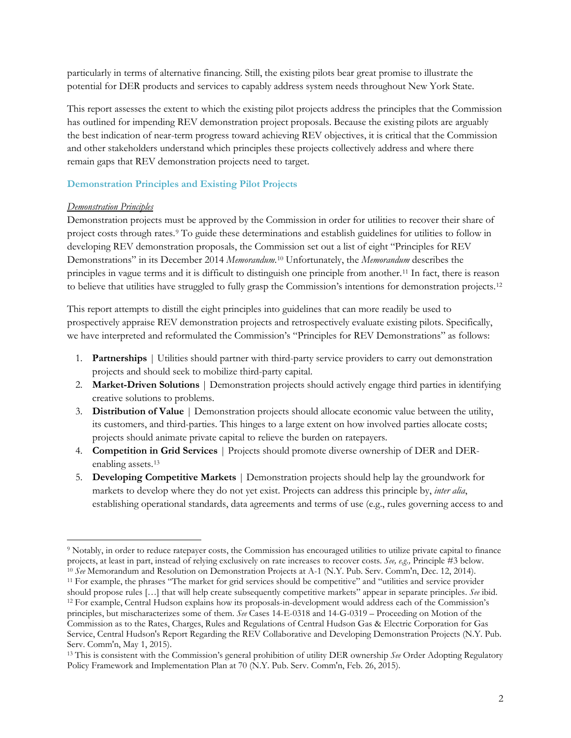particularly in terms of alternative financing. Still, the existing pilots bear great promise to illustrate the potential for DER products and services to capably address system needs throughout New York State.

This report assesses the extent to which the existing pilot projects address the principles that the Commission has outlined for impending REV demonstration project proposals. Because the existing pilots are arguably the best indication of near-term progress toward achieving REV objectives, it is critical that the Commission and other stakeholders understand which principles these projects collectively address and where there remain gaps that REV demonstration projects need to target.

## Demonstration Principles and Existing Pilot Projects

### *Demonstration Principles*

Demonstration projects must be approved by the Commission in order for utilities to recover their share of project costs through rates.[9] To guide these determinations and establish guidelines for utilities to follow in developing REV demonstration proposals, the Commission set out a list of eight "Principles for REV Demonstrations" in its December 2014 *Memorandum*.[10] Unfortunately, the *Memorandum* describes the principles in vague terms and it is difficult to distinguish one principle from another.[11] In fact, there is reason to believe that utilities have struggled to fully grasp the Commission's intentions for demonstration projects.[12]

This report attempts to distill the eight principles into guidelines that can more readily be used to prospectively appraise REV demonstration projects and retrospectively evaluate existing pilots. Specifically, we have interpreted and reformulated the Commission's "Principles for REV Demonstrations" as follows:

1. **Partnerships** | Utilities should partner with third-party service providers to carry out demonstration projects and should seek to mobilize third-party capital.
2. **Market-Driven Solutions** | Demonstration projects should actively engage third parties in identifying creative solutions to problems.
3. **Distribution of Value** | Demonstration projects should allocate economic value between the utility, its customers, and third-parties. This hinges to a large extent on how involved parties allocate costs; projects should animate private capital to relieve the burden on ratepayers.
4. **Competition in Grid Services** | Projects should promote diverse ownership of DER and DER-enabling assets.[13]
5. **Developing Competitive Markets** | Demonstration projects should help lay the groundwork for markets to develop where they do not yet exist. Projects can address this principle by, *inter alia*, establishing operational standards, data agreements and terms of use (e.g., rules governing access to and

---

[9] Notably, in order to reduce ratepayer costs, the Commission has encouraged utilities to utilize private capital to finance projects, at least in part, instead of relying exclusively on rate increases to recover costs. *See, e.g.,* Principle #3 below.

[10] *See* Memorandum and Resolution on Demonstration Projects at A-1 (N.Y. Pub. Serv. Comm'n, Dec. 12, 2014).

[11] For example, the phrases "The market for grid services should be competitive" and "utilities and service provider should propose rules […] that will help create subsequently competitive markets" appear in separate principles. *See* ibid.

[12] For example, Central Hudson explains how its proposals-in-development would address each of the Commission's principles, but mischaracterizes some of them. *See* Cases 14-E-0318 and 14-G-0319 – Proceeding on Motion of the Commission as to the Rates, Charges, Rules and Regulations of Central Hudson Gas & Electric Corporation for Gas Service, Central Hudson's Report Regarding the REV Collaborative and Developing Demonstration Projects (N.Y. Pub. Serv. Comm'n, May 1, 2015).

[13] This is consistent with the Commission's general prohibition of utility DER ownership *See* Order Adopting Regulatory Policy Framework and Implementation Plan at 70 (N.Y. Pub. Serv. Comm'n, Feb. 26, 2015).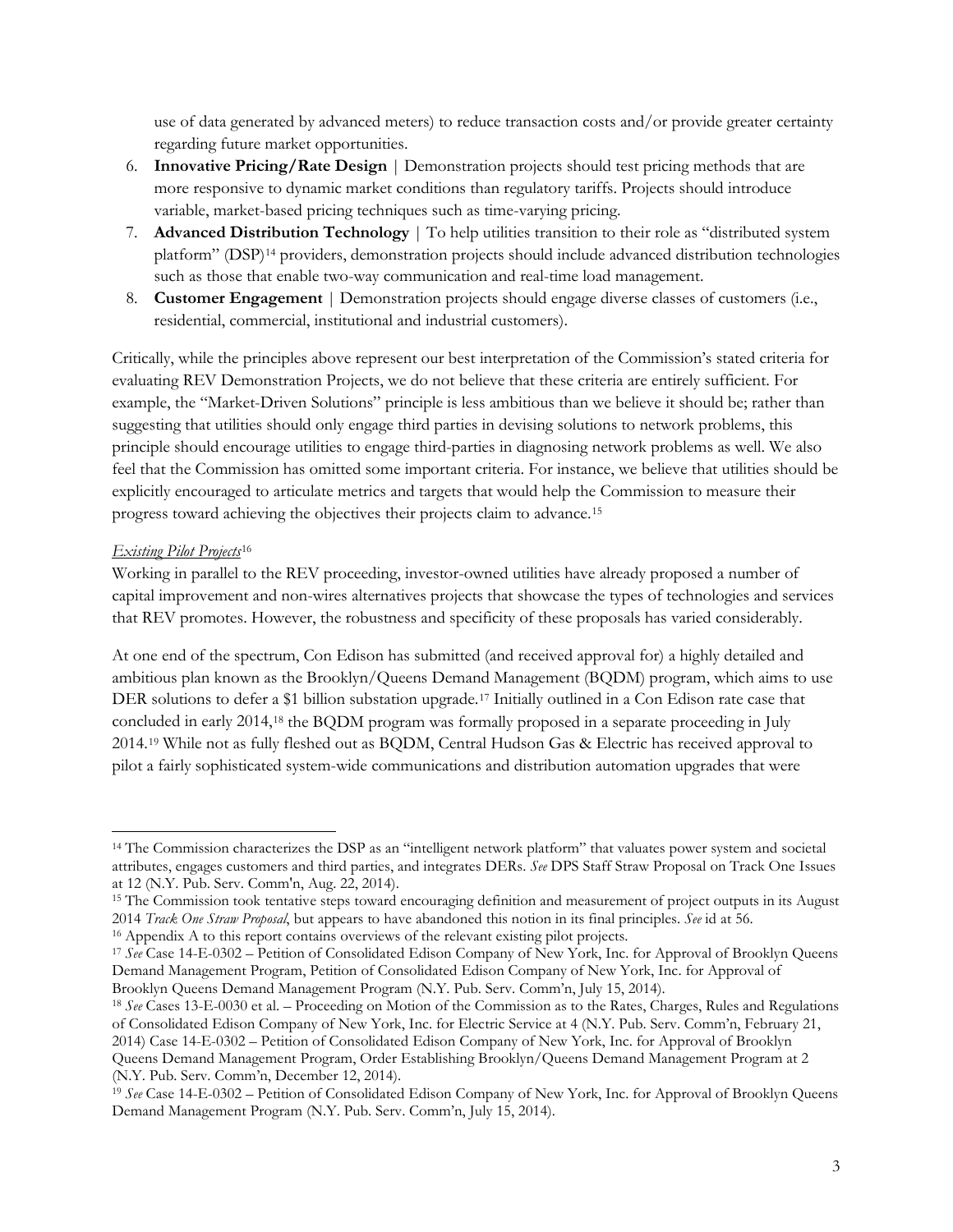use of data generated by advanced meters) to reduce transaction costs and/or provide greater certainty regarding future market opportunities.

6. **Innovative Pricing/Rate Design** | Demonstration projects should test pricing methods that are more responsive to dynamic market conditions than regulatory tariffs. Projects should introduce variable, market-based pricing techniques such as time-varying pricing.
7. **Advanced Distribution Technology** | To help utilities transition to their role as "distributed system platform" (DSP)[14] providers, demonstration projects should include advanced distribution technologies such as those that enable two-way communication and real-time load management.
8. **Customer Engagement** | Demonstration projects should engage diverse classes of customers (i.e., residential, commercial, institutional and industrial customers).

Critically, while the principles above represent our best interpretation of the Commission's stated criteria for evaluating REV Demonstration Projects, we do not believe that these criteria are entirely sufficient. For example, the "Market-Driven Solutions" principle is less ambitious than we believe it should be; rather than suggesting that utilities should only engage third parties in devising solutions to network problems, this principle should encourage utilities to engage third-parties in diagnosing network problems as well. We also feel that the Commission has omitted some important criteria. For instance, we believe that utilities should be explicitly encouraged to articulate metrics and targets that would help the Commission to measure their progress toward achieving the objectives their projects claim to advance.[15]

*Existing Pilot Projects*[16]

Working in parallel to the REV proceeding, investor-owned utilities have already proposed a number of capital improvement and non-wires alternatives projects that showcase the types of technologies and services that REV promotes. However, the robustness and specificity of these proposals has varied considerably.

At one end of the spectrum, Con Edison has submitted (and received approval for) a highly detailed and ambitious plan known as the Brooklyn/Queens Demand Management (BQDM) program, which aims to use DER solutions to defer a $1 billion substation upgrade.[17] Initially outlined in a Con Edison rate case that concluded in early 2014,[18] the BQDM program was formally proposed in a separate proceeding in July 2014.[19] While not as fully fleshed out as BQDM, Central Hudson Gas & Electric has received approval to pilot a fairly sophisticated system-wide communications and distribution automation upgrades that were

---

[14] The Commission characterizes the DSP as an "intelligent network platform" that valuates power system and societal attributes, engages customers and third parties, and integrates DERs. *See* DPS Staff Straw Proposal on Track One Issues at 12 (N.Y. Pub. Serv. Comm'n, Aug. 22, 2014).

[15] The Commission took tentative steps toward encouraging definition and measurement of project outputs in its August 2014 *Track One Straw Proposal*, but appears to have abandoned this notion in its final principles. *See* id at 56.

[16] Appendix A to this report contains overviews of the relevant existing pilot projects.

[17] *See* Case 14-E-0302 – Petition of Consolidated Edison Company of New York, Inc. for Approval of Brooklyn Queens Demand Management Program, Petition of Consolidated Edison Company of New York, Inc. for Approval of Brooklyn Queens Demand Management Program (N.Y. Pub. Serv. Comm'n, July 15, 2014).

[18] *See* Cases 13-E-0030 et al. – Proceeding on Motion of the Commission as to the Rates, Charges, Rules and Regulations of Consolidated Edison Company of New York, Inc. for Electric Service at 4 (N.Y. Pub. Serv. Comm'n, February 21, 2014) Case 14-E-0302 – Petition of Consolidated Edison Company of New York, Inc. for Approval of Brooklyn Queens Demand Management Program, Order Establishing Brooklyn/Queens Demand Management Program at 2 (N.Y. Pub. Serv. Comm'n, December 12, 2014).

[19] *See* Case 14-E-0302 – Petition of Consolidated Edison Company of New York, Inc. for Approval of Brooklyn Queens Demand Management Program (N.Y. Pub. Serv. Comm'n, July 15, 2014).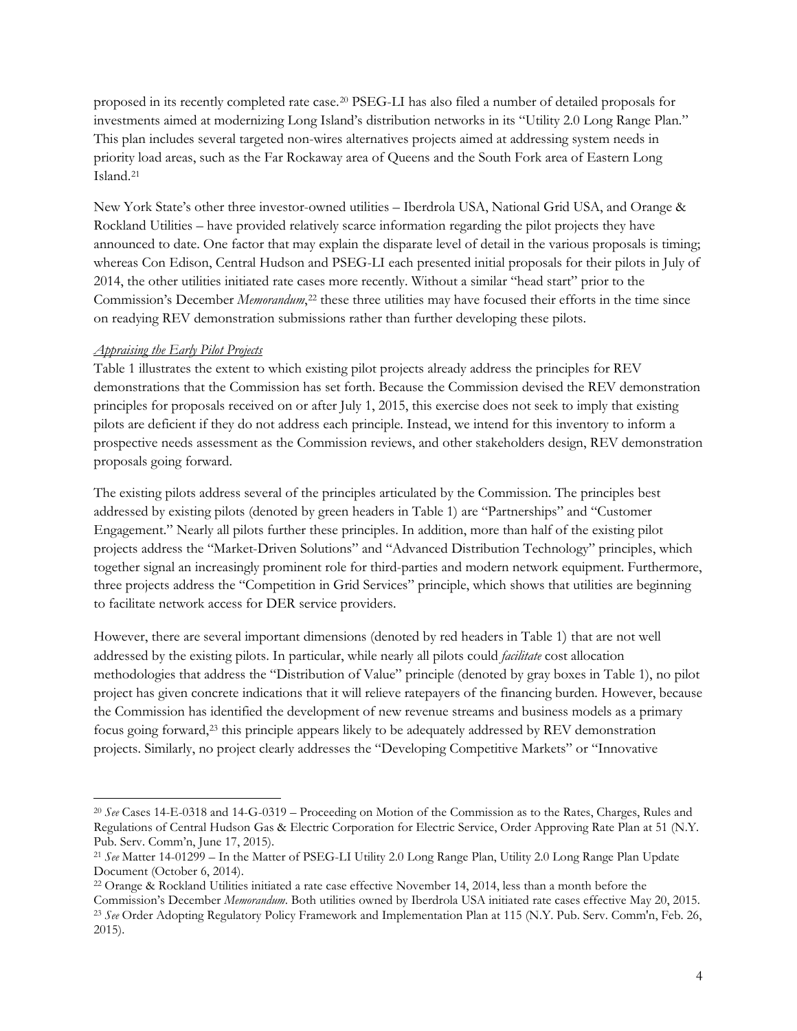proposed in its recently completed rate case.[20] PSEG-LI has also filed a number of detailed proposals for investments aimed at modernizing Long Island's distribution networks in its "Utility 2.0 Long Range Plan." This plan includes several targeted non-wires alternatives projects aimed at addressing system needs in priority load areas, such as the Far Rockaway area of Queens and the South Fork area of Eastern Long Island.[21]

New York State's other three investor-owned utilities – Iberdrola USA, National Grid USA, and Orange & Rockland Utilities – have provided relatively scarce information regarding the pilot projects they have announced to date. One factor that may explain the disparate level of detail in the various proposals is timing; whereas Con Edison, Central Hudson and PSEG-LI each presented initial proposals for their pilots in July of 2014, the other utilities initiated rate cases more recently. Without a similar "head start" prior to the Commission's December *Memorandum*,[22] these three utilities may have focused their efforts in the time since on readying REV demonstration submissions rather than further developing these pilots.

*Appraising the Early Pilot Projects*

Table 1 illustrates the extent to which existing pilot projects already address the principles for REV demonstrations that the Commission has set forth. Because the Commission devised the REV demonstration principles for proposals received on or after July 1, 2015, this exercise does not seek to imply that existing pilots are deficient if they do not address each principle. Instead, we intend for this inventory to inform a prospective needs assessment as the Commission reviews, and other stakeholders design, REV demonstration proposals going forward.

The existing pilots address several of the principles articulated by the Commission. The principles best addressed by existing pilots (denoted by green headers in Table 1) are "Partnerships" and "Customer Engagement." Nearly all pilots further these principles. In addition, more than half of the existing pilot projects address the "Market-Driven Solutions" and "Advanced Distribution Technology" principles, which together signal an increasingly prominent role for third-parties and modern network equipment. Furthermore, three projects address the "Competition in Grid Services" principle, which shows that utilities are beginning to facilitate network access for DER service providers.

However, there are several important dimensions (denoted by red headers in Table 1) that are not well addressed by the existing pilots. In particular, while nearly all pilots could *facilitate* cost allocation methodologies that address the "Distribution of Value" principle (denoted by gray boxes in Table 1), no pilot project has given concrete indications that it will relieve ratepayers of the financing burden. However, because the Commission has identified the development of new revenue streams and business models as a primary focus going forward,[23] this principle appears likely to be adequately addressed by REV demonstration projects. Similarly, no project clearly addresses the "Developing Competitive Markets" or "Innovative

---

[20] *See* Cases 14-E-0318 and 14-G-0319 – Proceeding on Motion of the Commission as to the Rates, Charges, Rules and Regulations of Central Hudson Gas & Electric Corporation for Electric Service, Order Approving Rate Plan at 51 (N.Y. Pub. Serv. Comm'n, June 17, 2015).

[21] *See* Matter 14-01299 – In the Matter of PSEG-LI Utility 2.0 Long Range Plan, Utility 2.0 Long Range Plan Update Document (October 6, 2014).

[22] Orange & Rockland Utilities initiated a rate case effective November 14, 2014, less than a month before the Commission's December *Memorandum*. Both utilities owned by Iberdrola USA initiated rate cases effective May 20, 2015.

[23] *See* Order Adopting Regulatory Policy Framework and Implementation Plan at 115 (N.Y. Pub. Serv. Comm'n, Feb. 26, 2015).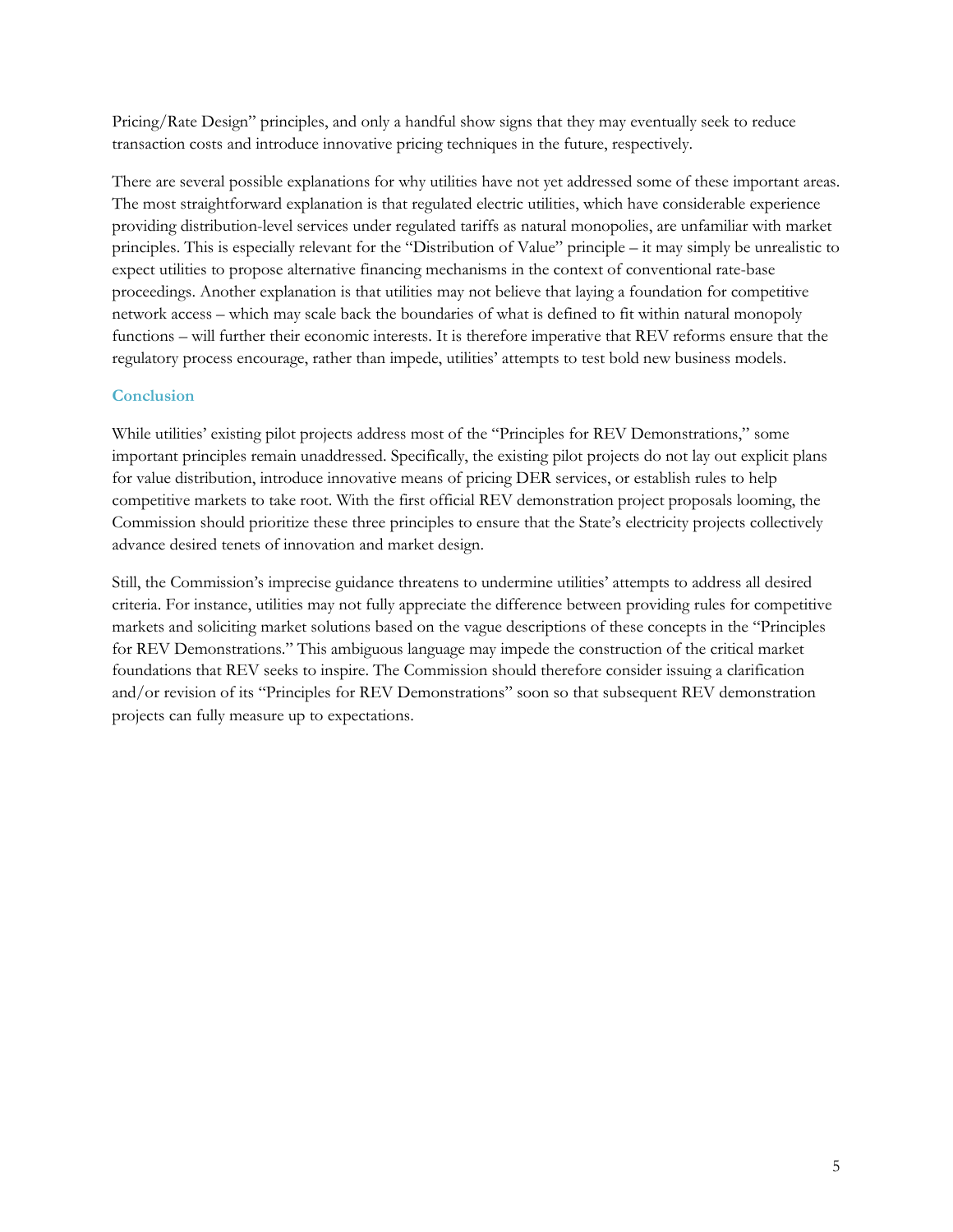Pricing/Rate Design" principles, and only a handful show signs that they may eventually seek to reduce transaction costs and introduce innovative pricing techniques in the future, respectively.

There are several possible explanations for why utilities have not yet addressed some of these important areas. The most straightforward explanation is that regulated electric utilities, which have considerable experience providing distribution-level services under regulated tariffs as natural monopolies, are unfamiliar with market principles. This is especially relevant for the "Distribution of Value" principle – it may simply be unrealistic to expect utilities to propose alternative financing mechanisms in the context of conventional rate-base proceedings. Another explanation is that utilities may not believe that laying a foundation for competitive network access – which may scale back the boundaries of what is defined to fit within natural monopoly functions – will further their economic interests. It is therefore imperative that REV reforms ensure that the regulatory process encourage, rather than impede, utilities' attempts to test bold new business models.

### Conclusion

While utilities' existing pilot projects address most of the "Principles for REV Demonstrations," some important principles remain unaddressed. Specifically, the existing pilot projects do not lay out explicit plans for value distribution, introduce innovative means of pricing DER services, or establish rules to help competitive markets to take root. With the first official REV demonstration project proposals looming, the Commission should prioritize these three principles to ensure that the State's electricity projects collectively advance desired tenets of innovation and market design.

Still, the Commission's imprecise guidance threatens to undermine utilities' attempts to address all desired criteria. For instance, utilities may not fully appreciate the difference between providing rules for competitive markets and soliciting market solutions based on the vague descriptions of these concepts in the "Principles for REV Demonstrations." This ambiguous language may impede the construction of the critical market foundations that REV seeks to inspire. The Commission should therefore consider issuing a clarification and/or revision of its "Principles for REV Demonstrations" soon so that subsequent REV demonstration projects can fully measure up to expectations.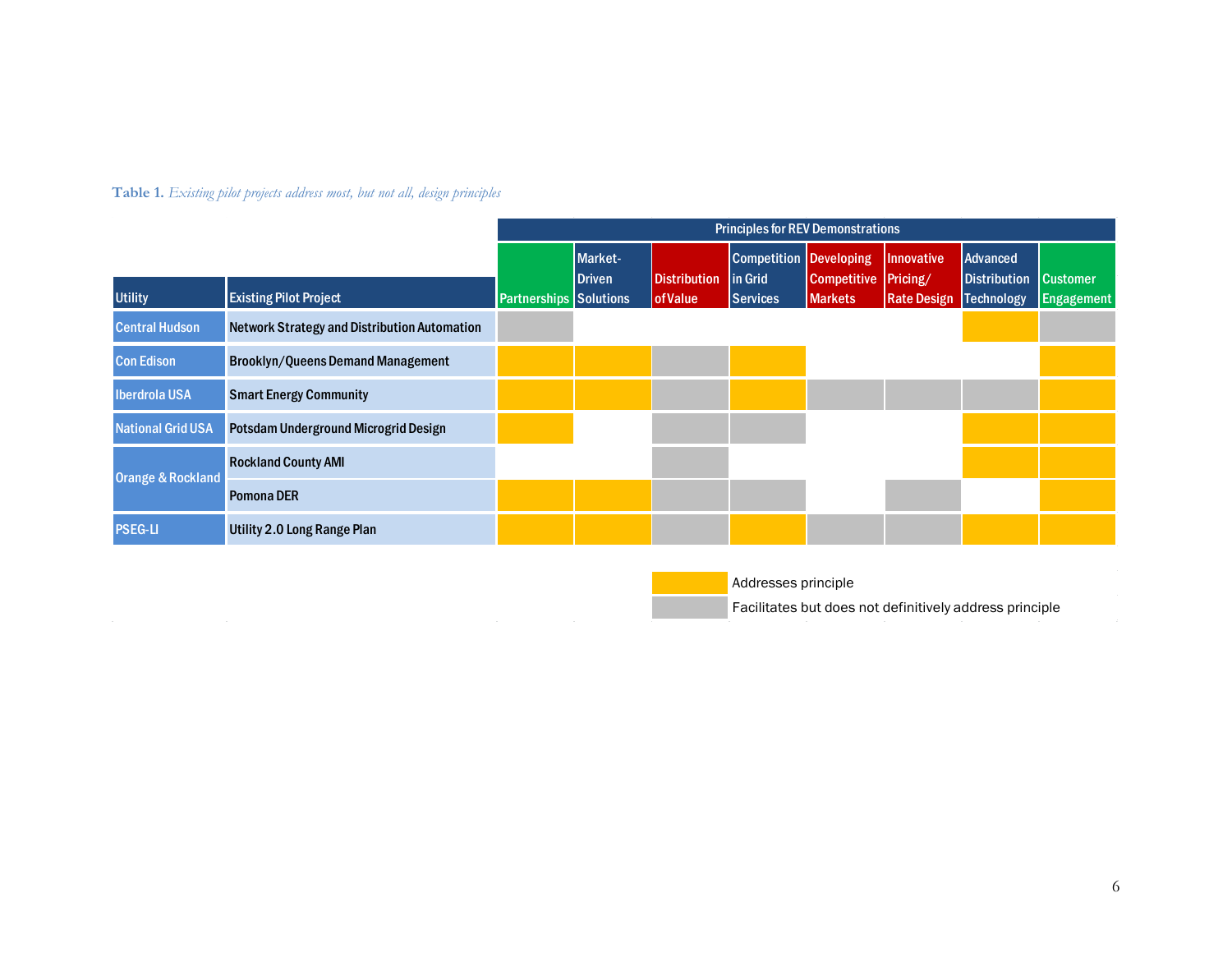**Table 1.** *Existing pilot projects address most, but not all, design principles*

| Utility | Existing Pilot Project | Principles for REV Demonstrations | | | | | | | |
|---|---|---|---|---|---|---|---|---|---|
| | | Partnerships | Market-Driven Solutions | Distribution of Value | Competition in Grid Services | Developing Competitive Markets | Innovative Pricing/ Rate Design | Advanced Distribution Technology | Customer Engagement |
| Central Hudson | Network Strategy and Distribution Automation | Facilitates | | | | | | Addresses | Facilitates |
| Con Edison | Brooklyn/Queens Demand Management | Addresses | Addresses | Facilitates | Addresses | | | | Addresses |
| Iberdrola USA | Smart Energy Community | Addresses | Addresses | Facilitates | Addresses | Facilitates | Facilitates | Facilitates | Addresses |
| National Grid USA | Potsdam Underground Microgrid Design | Addresses | | Facilitates | Facilitates | | | Addresses | Addresses |
| Orange & Rockland | Rockland County AMI | | | Facilitates | | | | Addresses | Addresses |
| Orange & Rockland | Pomona DER | Addresses | Addresses | Facilitates | Facilitates | | Facilitates | | Addresses |
| PSEG-LI | Utility 2.0 Long Range Plan | Addresses | Addresses | Facilitates | Addresses | Facilitates | Facilitates | Addresses | Addresses |

Addresses = Addresses principle

Facilitates = Facilitates but does not definitively address principle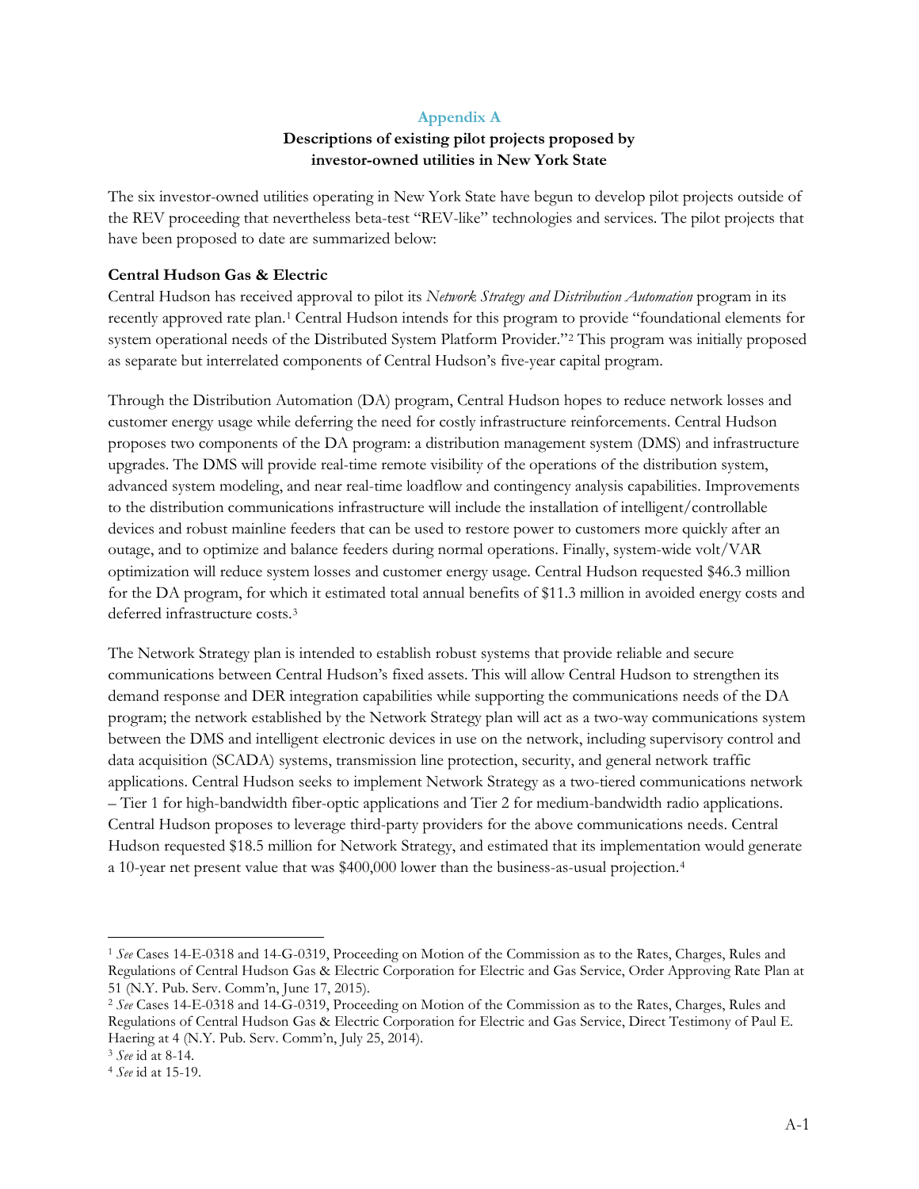## Appendix A

### Descriptions of existing pilot projects proposed by investor-owned utilities in New York State

The six investor-owned utilities operating in New York State have begun to develop pilot projects outside of the REV proceeding that nevertheless beta-test "REV-like" technologies and services. The pilot projects that have been proposed to date are summarized below:

**Central Hudson Gas & Electric**

Central Hudson has received approval to pilot its *Network Strategy and Distribution Automation* program in its recently approved rate plan.[1] Central Hudson intends for this program to provide "foundational elements for system operational needs of the Distributed System Platform Provider."[2] This program was initially proposed as separate but interrelated components of Central Hudson's five-year capital program.

Through the Distribution Automation (DA) program, Central Hudson hopes to reduce network losses and customer energy usage while deferring the need for costly infrastructure reinforcements. Central Hudson proposes two components of the DA program: a distribution management system (DMS) and infrastructure upgrades. The DMS will provide real-time remote visibility of the operations of the distribution system, advanced system modeling, and near real-time loadflow and contingency analysis capabilities. Improvements to the distribution communications infrastructure will include the installation of intelligent/controllable devices and robust mainline feeders that can be used to restore power to customers more quickly after an outage, and to optimize and balance feeders during normal operations. Finally, system-wide volt/VAR optimization will reduce system losses and customer energy usage. Central Hudson requested $46.3 million for the DA program, for which it estimated total annual benefits of $11.3 million in avoided energy costs and deferred infrastructure costs.[3]

The Network Strategy plan is intended to establish robust systems that provide reliable and secure communications between Central Hudson's fixed assets. This will allow Central Hudson to strengthen its demand response and DER integration capabilities while supporting the communications needs of the DA program; the network established by the Network Strategy plan will act as a two-way communications system between the DMS and intelligent electronic devices in use on the network, including supervisory control and data acquisition (SCADA) systems, transmission line protection, security, and general network traffic applications. Central Hudson seeks to implement Network Strategy as a two-tiered communications network – Tier 1 for high-bandwidth fiber-optic applications and Tier 2 for medium-bandwidth radio applications. Central Hudson proposes to leverage third-party providers for the above communications needs. Central Hudson requested $18.5 million for Network Strategy, and estimated that its implementation would generate a 10-year net present value that was $400,000 lower than the business-as-usual projection.[4]

---

[1] *See* Cases 14-E-0318 and 14-G-0319, Proceeding on Motion of the Commission as to the Rates, Charges, Rules and Regulations of Central Hudson Gas & Electric Corporation for Electric and Gas Service, Order Approving Rate Plan at 51 (N.Y. Pub. Serv. Comm'n, June 17, 2015).

[2] *See* Cases 14-E-0318 and 14-G-0319, Proceeding on Motion of the Commission as to the Rates, Charges, Rules and Regulations of Central Hudson Gas & Electric Corporation for Electric and Gas Service, Direct Testimony of Paul E. Haering at 4 (N.Y. Pub. Serv. Comm'n, July 25, 2014).

[3] *See* id at 8-14.

[4] *See* id at 15-19.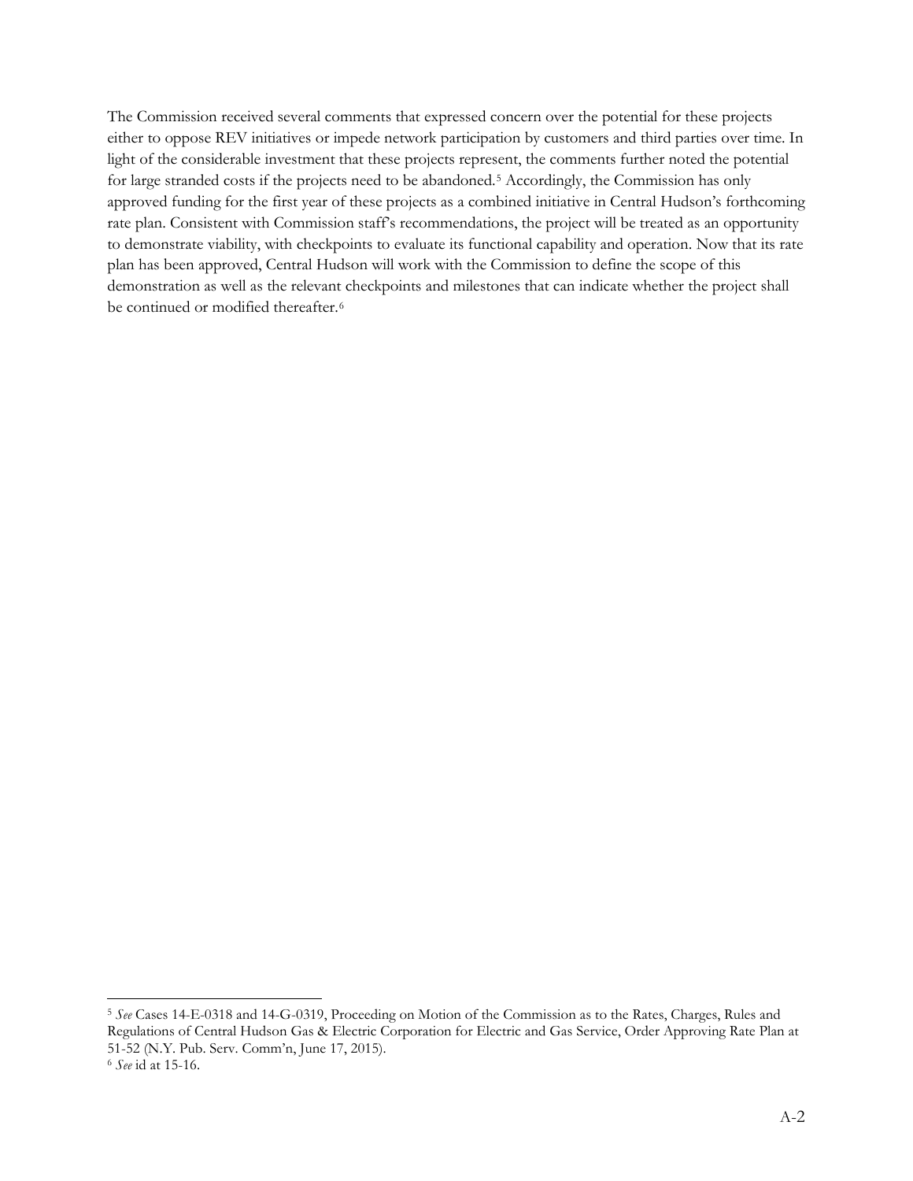The Commission received several comments that expressed concern over the potential for these projects either to oppose REV initiatives or impede network participation by customers and third parties over time. In light of the considerable investment that these projects represent, the comments further noted the potential for large stranded costs if the projects need to be abandoned.[5] Accordingly, the Commission has only approved funding for the first year of these projects as a combined initiative in Central Hudson's forthcoming rate plan. Consistent with Commission staff's recommendations, the project will be treated as an opportunity to demonstrate viability, with checkpoints to evaluate its functional capability and operation. Now that its rate plan has been approved, Central Hudson will work with the Commission to define the scope of this demonstration as well as the relevant checkpoints and milestones that can indicate whether the project shall be continued or modified thereafter.[6]

---

[5] *See* Cases 14-E-0318 and 14-G-0319, Proceeding on Motion of the Commission as to the Rates, Charges, Rules and Regulations of Central Hudson Gas & Electric Corporation for Electric and Gas Service, Order Approving Rate Plan at 51-52 (N.Y. Pub. Serv. Comm'n, June 17, 2015).

[6] *See* id at 15-16.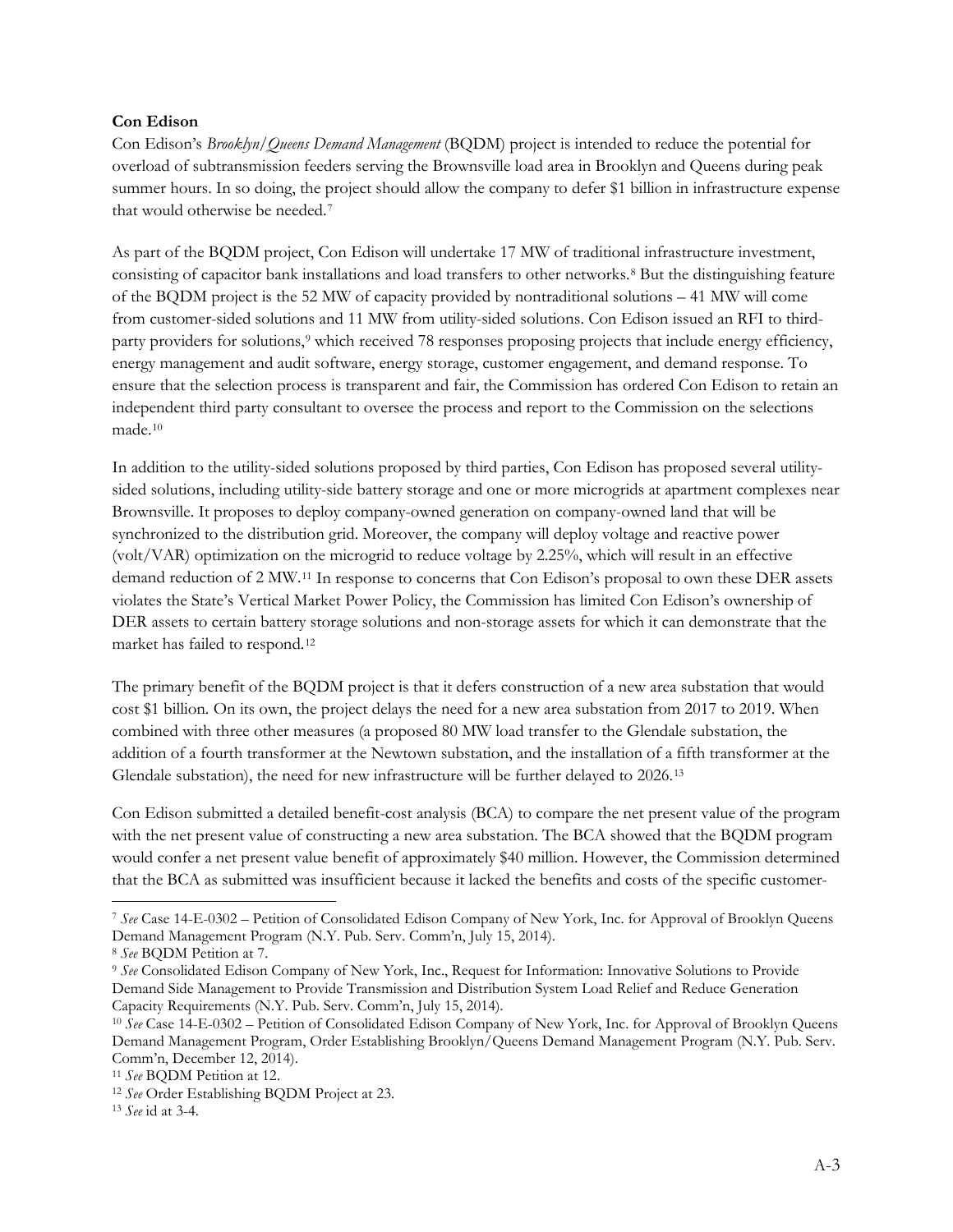**Con Edison**

Con Edison's *Brooklyn/Queens Demand Management* (BQDM) project is intended to reduce the potential for overload of subtransmission feeders serving the Brownsville load area in Brooklyn and Queens during peak summer hours. In so doing, the project should allow the company to defer $1 billion in infrastructure expense that would otherwise be needed.[7]

As part of the BQDM project, Con Edison will undertake 17 MW of traditional infrastructure investment, consisting of capacitor bank installations and load transfers to other networks.[8] But the distinguishing feature of the BQDM project is the 52 MW of capacity provided by nontraditional solutions – 41 MW will come from customer-sided solutions and 11 MW from utility-sided solutions. Con Edison issued an RFI to third-party providers for solutions,[9] which received 78 responses proposing projects that include energy efficiency, energy management and audit software, energy storage, customer engagement, and demand response. To ensure that the selection process is transparent and fair, the Commission has ordered Con Edison to retain an independent third party consultant to oversee the process and report to the Commission on the selections made.[10]

In addition to the utility-sided solutions proposed by third parties, Con Edison has proposed several utility-sided solutions, including utility-side battery storage and one or more microgrids at apartment complexes near Brownsville. It proposes to deploy company-owned generation on company-owned land that will be synchronized to the distribution grid. Moreover, the company will deploy voltage and reactive power (volt/VAR) optimization on the microgrid to reduce voltage by 2.25%, which will result in an effective demand reduction of 2 MW.[11] In response to concerns that Con Edison's proposal to own these DER assets violates the State's Vertical Market Power Policy, the Commission has limited Con Edison's ownership of DER assets to certain battery storage solutions and non-storage assets for which it can demonstrate that the market has failed to respond.[12]

The primary benefit of the BQDM project is that it defers construction of a new area substation that would cost $1 billion. On its own, the project delays the need for a new area substation from 2017 to 2019. When combined with three other measures (a proposed 80 MW load transfer to the Glendale substation, the addition of a fourth transformer at the Newtown substation, and the installation of a fifth transformer at the Glendale substation), the need for new infrastructure will be further delayed to 2026.[13]

Con Edison submitted a detailed benefit-cost analysis (BCA) to compare the net present value of the program with the net present value of constructing a new area substation. The BCA showed that the BQDM program would confer a net present value benefit of approximately $40 million. However, the Commission determined that the BCA as submitted was insufficient because it lacked the benefits and costs of the specific customer-

---

[7] *See* Case 14-E-0302 – Petition of Consolidated Edison Company of New York, Inc. for Approval of Brooklyn Queens Demand Management Program (N.Y. Pub. Serv. Comm'n, July 15, 2014).

[8] *See* BQDM Petition at 7.

[9] *See* Consolidated Edison Company of New York, Inc., Request for Information: Innovative Solutions to Provide Demand Side Management to Provide Transmission and Distribution System Load Relief and Reduce Generation Capacity Requirements (N.Y. Pub. Serv. Comm'n, July 15, 2014).

[10] *See* Case 14-E-0302 – Petition of Consolidated Edison Company of New York, Inc. for Approval of Brooklyn Queens Demand Management Program, Order Establishing Brooklyn/Queens Demand Management Program (N.Y. Pub. Serv. Comm'n, December 12, 2014).

[11] *See* BQDM Petition at 12.

[12] *See* Order Establishing BQDM Project at 23.

[13] *See* id at 3-4.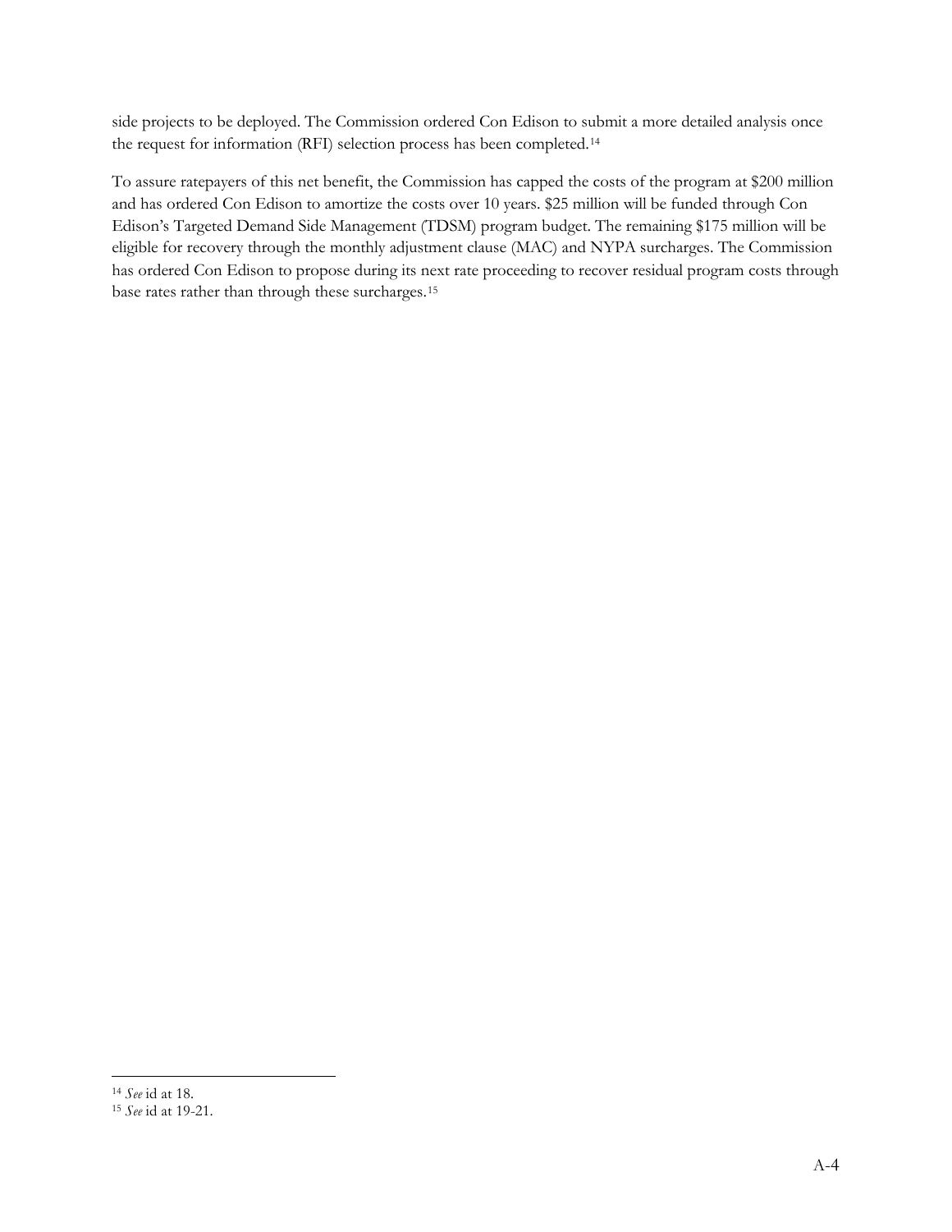side projects to be deployed. The Commission ordered Con Edison to submit a more detailed analysis once the request for information (RFI) selection process has been completed.[14]

To assure ratepayers of this net benefit, the Commission has capped the costs of the program at $200 million and has ordered Con Edison to amortize the costs over 10 years. $25 million will be funded through Con Edison's Targeted Demand Side Management (TDSM) program budget. The remaining $175 million will be eligible for recovery through the monthly adjustment clause (MAC) and NYPA surcharges. The Commission has ordered Con Edison to propose during its next rate proceeding to recover residual program costs through base rates rather than through these surcharges.[15]

---

[14] *See* id at 18.

[15] *See* id at 19-21.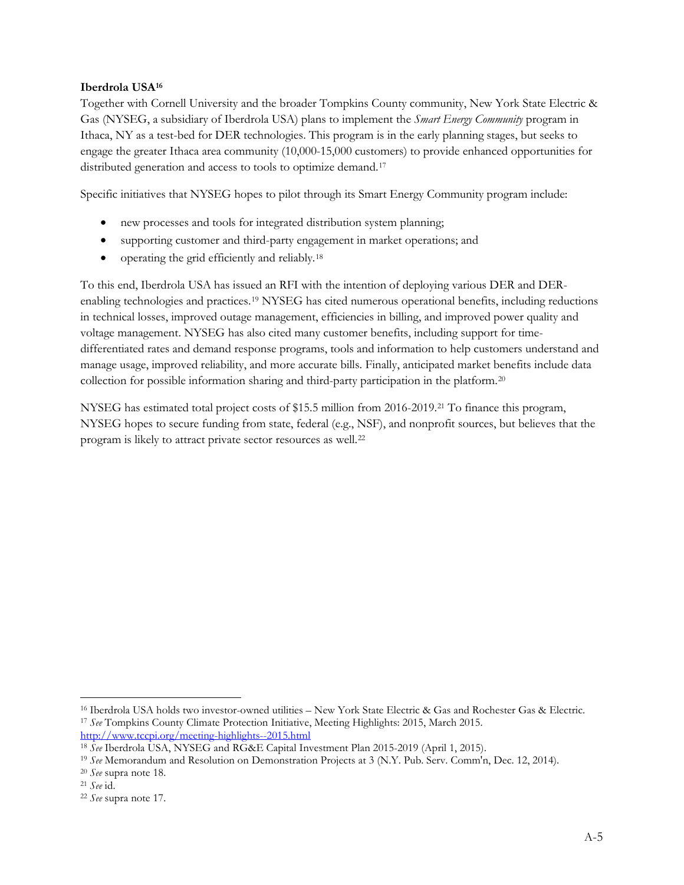**Iberdrola USA**[16]

Together with Cornell University and the broader Tompkins County community, New York State Electric & Gas (NYSEG, a subsidiary of Iberdrola USA) plans to implement the *Smart Energy Community* program in Ithaca, NY as a test-bed for DER technologies. This program is in the early planning stages, but seeks to engage the greater Ithaca area community (10,000-15,000 customers) to provide enhanced opportunities for distributed generation and access to tools to optimize demand.[17]

Specific initiatives that NYSEG hopes to pilot through its Smart Energy Community program include:

- new processes and tools for integrated distribution system planning;
- supporting customer and third-party engagement in market operations; and
- operating the grid efficiently and reliably.[18]

To this end, Iberdrola USA has issued an RFI with the intention of deploying various DER and DER-enabling technologies and practices.[19] NYSEG has cited numerous operational benefits, including reductions in technical losses, improved outage management, efficiencies in billing, and improved power quality and voltage management. NYSEG has also cited many customer benefits, including support for time-differentiated rates and demand response programs, tools and information to help customers understand and manage usage, improved reliability, and more accurate bills. Finally, anticipated market benefits include data collection for possible information sharing and third-party participation in the platform.[20]

NYSEG has estimated total project costs of $15.5 million from 2016-2019.[21] To finance this program, NYSEG hopes to secure funding from state, federal (e.g., NSF), and nonprofit sources, but believes that the program is likely to attract private sector resources as well.[22]

---

[16] Iberdrola USA holds two investor-owned utilities – New York State Electric & Gas and Rochester Gas & Electric.

[17] *See* Tompkins County Climate Protection Initiative, Meeting Highlights: 2015, March 2015. http://www.tccpi.org/meeting-highlights--2015.html

[18] *See* Iberdrola USA, NYSEG and RG&E Capital Investment Plan 2015-2019 (April 1, 2015).

[19] *See* Memorandum and Resolution on Demonstration Projects at 3 (N.Y. Pub. Serv. Comm'n, Dec. 12, 2014).

[20] *See* supra note 18.

[21] *See* id.

[22] *See* supra note 17.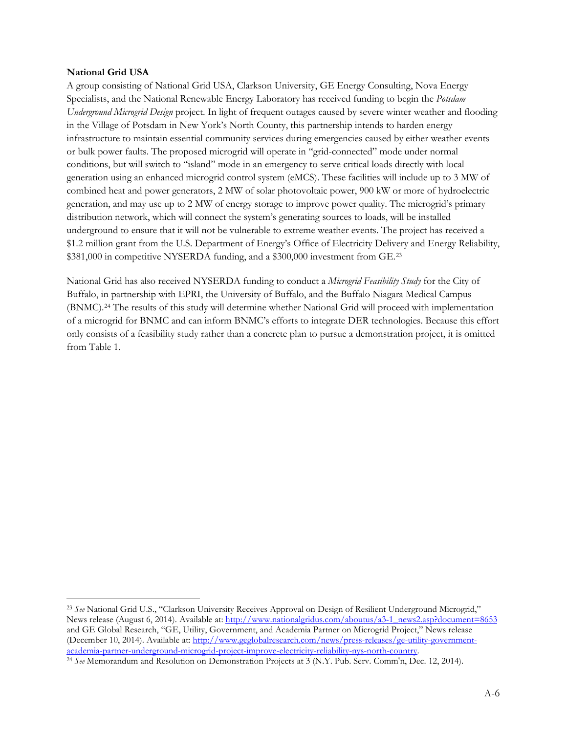**National Grid USA**

A group consisting of National Grid USA, Clarkson University, GE Energy Consulting, Nova Energy Specialists, and the National Renewable Energy Laboratory has received funding to begin the *Potsdam Underground Microgrid Design* project. In light of frequent outages caused by severe winter weather and flooding in the Village of Potsdam in New York's North County, this partnership intends to harden energy infrastructure to maintain essential community services during emergencies caused by either weather events or bulk power faults. The proposed microgrid will operate in "grid-connected" mode under normal conditions, but will switch to "island" mode in an emergency to serve critical loads directly with local generation using an enhanced microgrid control system (eMCS). These facilities will include up to 3 MW of combined heat and power generators, 2 MW of solar photovoltaic power, 900 kW or more of hydroelectric generation, and may use up to 2 MW of energy storage to improve power quality. The microgrid's primary distribution network, which will connect the system's generating sources to loads, will be installed underground to ensure that it will not be vulnerable to extreme weather events. The project has received a $1.2 million grant from the U.S. Department of Energy's Office of Electricity Delivery and Energy Reliability, $381,000 in competitive NYSERDA funding, and a $300,000 investment from GE.[23]

National Grid has also received NYSERDA funding to conduct a *Microgrid Feasibility Study* for the City of Buffalo, in partnership with EPRI, the University of Buffalo, and the Buffalo Niagara Medical Campus (BNMC).[24] The results of this study will determine whether National Grid will proceed with implementation of a microgrid for BNMC and can inform BNMC's efforts to integrate DER technologies. Because this effort only consists of a feasibility study rather than a concrete plan to pursue a demonstration project, it is omitted from Table 1.

---

[23] *See* National Grid U.S., "Clarkson University Receives Approval on Design of Resilient Underground Microgrid," News release (August 6, 2014). Available at: http://www.nationalgridus.com/aboutus/a3-1_news2.asp?document=8653 and GE Global Research, "GE, Utility, Government, and Academia Partner on Microgrid Project," News release (December 10, 2014). Available at: http://www.geglobalresearch.com/news/press-releases/ge-utility-government-academia-partner-underground-microgrid-project-improve-electricity-reliability-nys-north-country.

[24] *See* Memorandum and Resolution on Demonstration Projects at 3 (N.Y. Pub. Serv. Comm'n, Dec. 12, 2014).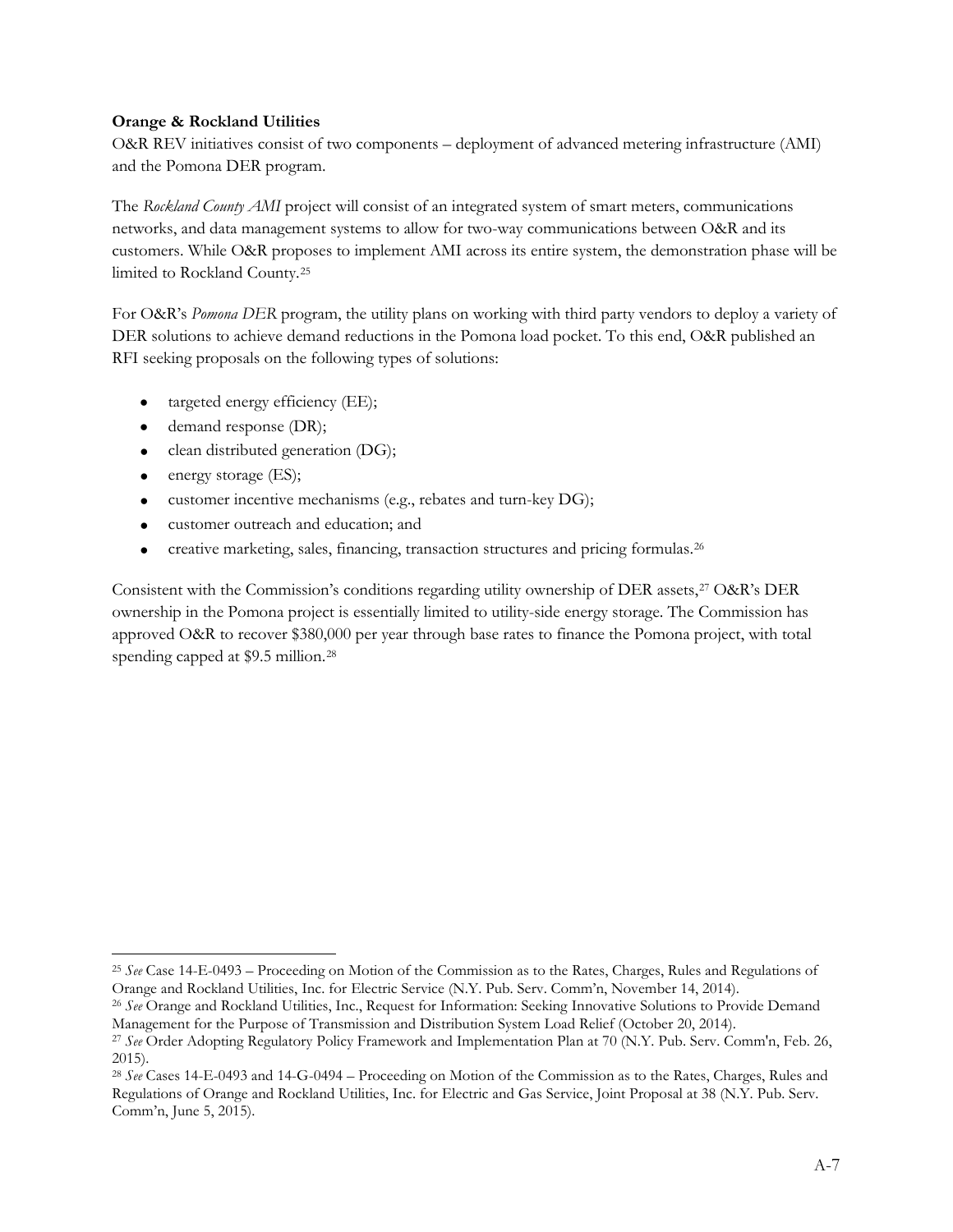**Orange & Rockland Utilities**

O&R REV initiatives consist of two components – deployment of advanced metering infrastructure (AMI) and the Pomona DER program.

The *Rockland County AMI* project will consist of an integrated system of smart meters, communications networks, and data management systems to allow for two-way communications between O&R and its customers. While O&R proposes to implement AMI across its entire system, the demonstration phase will be limited to Rockland County.[25]

For O&R's *Pomona DER* program, the utility plans on working with third party vendors to deploy a variety of DER solutions to achieve demand reductions in the Pomona load pocket. To this end, O&R published an RFI seeking proposals on the following types of solutions:

- targeted energy efficiency (EE);
- demand response (DR);
- clean distributed generation (DG);
- energy storage (ES);
- customer incentive mechanisms (e.g., rebates and turn-key DG);
- customer outreach and education; and
- creative marketing, sales, financing, transaction structures and pricing formulas.[26]

Consistent with the Commission's conditions regarding utility ownership of DER assets,[27] O&R's DER ownership in the Pomona project is essentially limited to utility-side energy storage. The Commission has approved O&R to recover $380,000 per year through base rates to finance the Pomona project, with total spending capped at $9.5 million.[28]

---

[25] *See* Case 14-E-0493 – Proceeding on Motion of the Commission as to the Rates, Charges, Rules and Regulations of Orange and Rockland Utilities, Inc. for Electric Service (N.Y. Pub. Serv. Comm'n, November 14, 2014).

[26] *See* Orange and Rockland Utilities, Inc., Request for Information: Seeking Innovative Solutions to Provide Demand Management for the Purpose of Transmission and Distribution System Load Relief (October 20, 2014).

[27] *See* Order Adopting Regulatory Policy Framework and Implementation Plan at 70 (N.Y. Pub. Serv. Comm'n, Feb. 26, 2015).

[28] *See* Cases 14-E-0493 and 14-G-0494 – Proceeding on Motion of the Commission as to the Rates, Charges, Rules and Regulations of Orange and Rockland Utilities, Inc. for Electric and Gas Service, Joint Proposal at 38 (N.Y. Pub. Serv. Comm'n, June 5, 2015).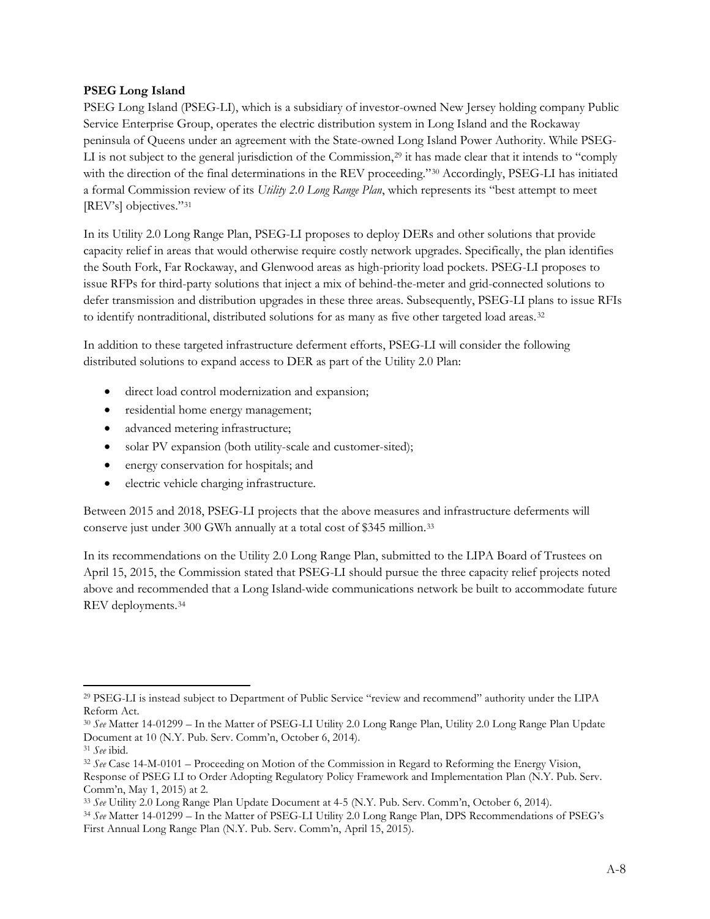**PSEG Long Island**

PSEG Long Island (PSEG-LI), which is a subsidiary of investor-owned New Jersey holding company Public Service Enterprise Group, operates the electric distribution system in Long Island and the Rockaway peninsula of Queens under an agreement with the State-owned Long Island Power Authority. While PSEG-LI is not subject to the general jurisdiction of the Commission,[29] it has made clear that it intends to "comply with the direction of the final determinations in the REV proceeding."[30] Accordingly, PSEG-LI has initiated a formal Commission review of its *Utility 2.0 Long Range Plan*, which represents its "best attempt to meet [REV's] objectives."[31]

In its Utility 2.0 Long Range Plan, PSEG-LI proposes to deploy DERs and other solutions that provide capacity relief in areas that would otherwise require costly network upgrades. Specifically, the plan identifies the South Fork, Far Rockaway, and Glenwood areas as high-priority load pockets. PSEG-LI proposes to issue RFPs for third-party solutions that inject a mix of behind-the-meter and grid-connected solutions to defer transmission and distribution upgrades in these three areas. Subsequently, PSEG-LI plans to issue RFIs to identify nontraditional, distributed solutions for as many as five other targeted load areas.[32]

In addition to these targeted infrastructure deferment efforts, PSEG-LI will consider the following distributed solutions to expand access to DER as part of the Utility 2.0 Plan:

- direct load control modernization and expansion;
- residential home energy management;
- advanced metering infrastructure;
- solar PV expansion (both utility-scale and customer-sited);
- energy conservation for hospitals; and
- electric vehicle charging infrastructure.

Between 2015 and 2018, PSEG-LI projects that the above measures and infrastructure deferments will conserve just under 300 GWh annually at a total cost of $345 million.[33]

In its recommendations on the Utility 2.0 Long Range Plan, submitted to the LIPA Board of Trustees on April 15, 2015, the Commission stated that PSEG-LI should pursue the three capacity relief projects noted above and recommended that a Long Island-wide communications network be built to accommodate future REV deployments.[34]

---

[29] PSEG-LI is instead subject to Department of Public Service "review and recommend" authority under the LIPA Reform Act.

[30] *See* Matter 14-01299 – In the Matter of PSEG-LI Utility 2.0 Long Range Plan, Utility 2.0 Long Range Plan Update Document at 10 (N.Y. Pub. Serv. Comm'n, October 6, 2014).

[31] *See* ibid.

[32] *See* Case 14-M-0101 – Proceeding on Motion of the Commission in Regard to Reforming the Energy Vision, Response of PSEG LI to Order Adopting Regulatory Policy Framework and Implementation Plan (N.Y. Pub. Serv. Comm'n, May 1, 2015) at 2.

[33] *See* Utility 2.0 Long Range Plan Update Document at 4-5 (N.Y. Pub. Serv. Comm'n, October 6, 2014).

[34] *See* Matter 14-01299 – In the Matter of PSEG-LI Utility 2.0 Long Range Plan, DPS Recommendations of PSEG's First Annual Long Range Plan (N.Y. Pub. Serv. Comm'n, April 15, 2015).